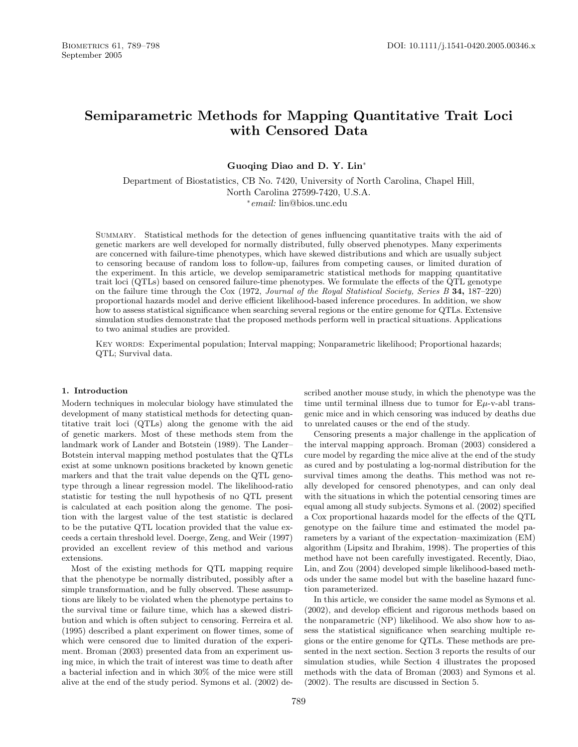# Semiparametric Methods for Mapping Quantitative Trait Loci with Censored Data

**Guoqing Diao and D. Y. Lin***

Department of Biostatistics, CB No. 7420, University of North Carolina, Chapel Hill, North Carolina 27599-7420, U.S.A.

*email: lin@bios.unc.edu

Summary. Statistical methods for the detection of genes influencing quantitative traits with the aid of genetic markers are well developed for normally distributed, fully observed phenotypes. Many experiments are concerned with failure-time phenotypes, which have skewed distributions and which are usually subject to censoring because of random loss to follow-up, failures from competing causes, or limited duration of the experiment. In this article, we develop semiparametric statistical methods for mapping quantitative trait loci (QTLs) based on censored failure-time phenotypes. We formulate the effects of the QTL genotype on the failure time through the Cox (1972, *Journal of the Royal Statistical Society, Series B* **34,** 187–220) proportional hazards model and derive efficient likelihood-based inference procedures. In addition, we show how to assess statistical significance when searching several regions or the entire genome for QTLs. Extensive simulation studies demonstrate that the proposed methods perform well in practical situations. Applications to two animal studies are provided.

Key words: Experimental population; Interval mapping; Nonparametric likelihood; Proportional hazards; QTL; Survival data.

## 1. Introduction

Modern techniques in molecular biology have stimulated the development of many statistical methods for detecting quantitative trait loci (QTLs) along the genome with the aid of genetic markers. Most of these methods stem from the landmark work of Lander and Botstein (1989). The Lander–Botstein interval mapping method postulates that the QTLs exist at some unknown positions bracketed by known genetic markers and that the trait value depends on the QTL genotype through a linear regression model. The likelihood-ratio statistic for testing the null hypothesis of no QTL present is calculated at each position along the genome. The position with the largest value of the test statistic is declared to be the putative QTL location provided that the value exceeds a certain threshold level. Doerge, Zeng, and Weir (1997) provided an excellent review of this method and various extensions.

Most of the existing methods for QTL mapping require that the phenotype be normally distributed, possibly after a simple transformation, and be fully observed. These assumptions are likely to be violated when the phenotype pertains to the survival time or failure time, which has a skewed distribution and which is often subject to censoring. Ferreira et al. (1995) described a plant experiment on flower times, some of which were censored due to limited duration of the experiment. Broman (2003) presented data from an experiment using mice, in which the trait of interest was time to death after a bacterial infection and in which 30% of the mice were still alive at the end of the study period. Symons et al. (2002) described another mouse study, in which the phenotype was the time until terminal illness due to tumor for Eμ-v-abl transgenic mice and in which censoring was induced by deaths due to unrelated causes or the end of the study.

Censoring presents a major challenge in the application of the interval mapping approach. Broman (2003) considered a cure model by regarding the mice alive at the end of the study as cured and by postulating a log-normal distribution for the survival times among the deaths. This method was not really developed for censored phenotypes, and can only deal with the situations in which the potential censoring times are equal among all study subjects. Symons et al. (2002) specified a Cox proportional hazards model for the effects of the QTL genotype on the failure time and estimated the model parameters by a variant of the expectation–maximization (EM) algorithm (Lipsitz and Ibrahim, 1998). The properties of this method have not been carefully investigated. Recently, Diao, Lin, and Zou (2004) developed simple likelihood-based methods under the same model but with the baseline hazard function parameterized.

In this article, we consider the same model as Symons et al. (2002), and develop efficient and rigorous methods based on the nonparametric (NP) likelihood. We also show how to assess the statistical significance when searching multiple regions or the entire genome for QTLs. These methods are presented in the next section. Section 3 reports the results of our simulation studies, while Section 4 illustrates the proposed methods with the data of Broman (2003) and Symons et al. (2002). The results are discussed in Section 5.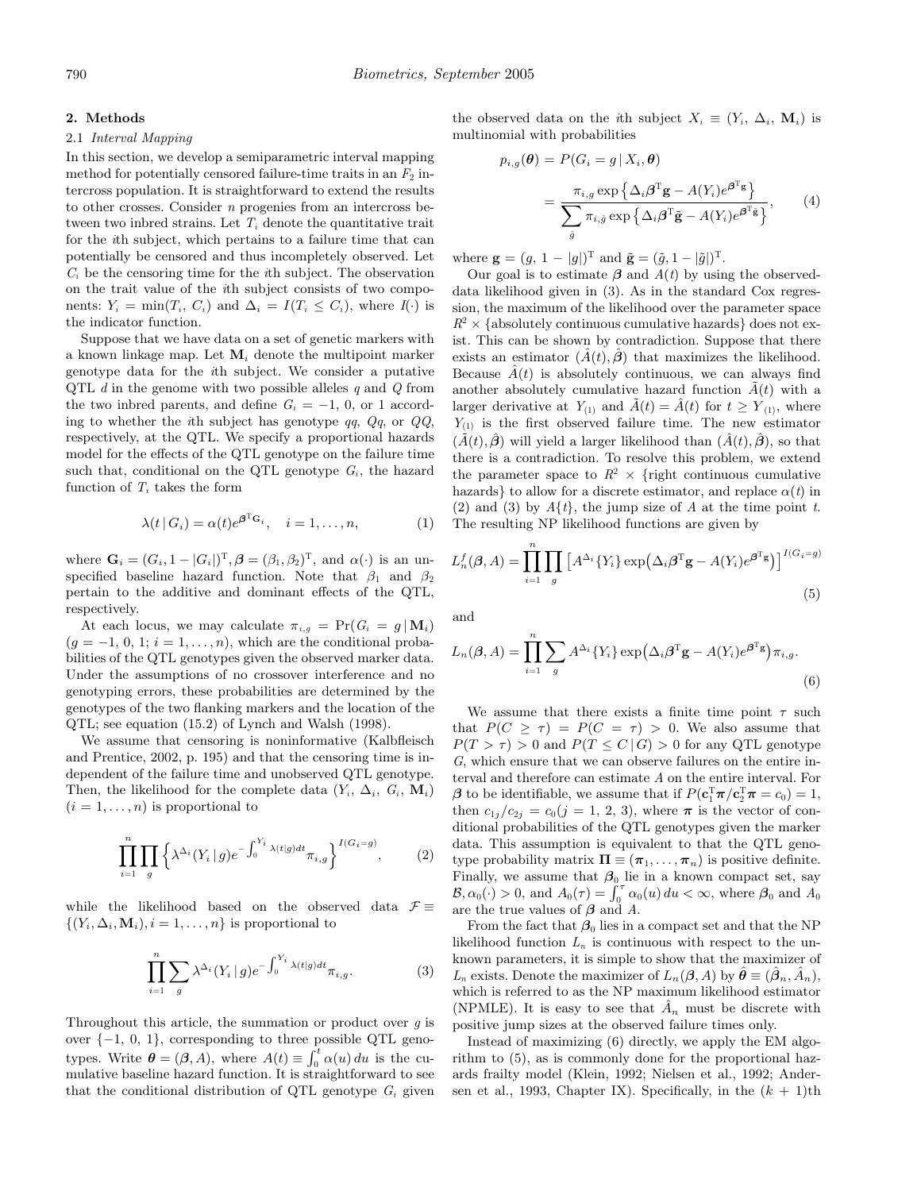## 2. Methods

### 2.1 *Interval Mapping*

In this section, we develop a semiparametric interval mapping method for potentially censored failure-time traits in an $F_2$ intercross population. It is straightforward to extend the results to other crosses. Consider $n$ progenies from an intercross between two inbred strains. Let $T_i$ denote the quantitative trait for the $i$th subject, which pertains to a failure time that can potentially be censored and thus incompletely observed. Let $C_i$ be the censoring time for the $i$th subject. The observation on the trait value of the $i$th subject consists of two components: $Y_i = \min(T_i, C_i)$ and $\Delta_i = I(T_i \leq C_i)$, where $I(\cdot)$ is the indicator function.

Suppose that we have data on a set of genetic markers with a known linkage map. Let $\mathbf{M}_i$ denote the multipoint marker genotype data for the $i$th subject. We consider a putative QTL $d$ in the genome with two possible alleles $q$ and $Q$ from the two inbred parents, and define $G_i = -1$, 0, or 1 according to whether the $i$th subject has genotype $qq$, $Qq$, or $QQ$, respectively, at the QTL. We specify a proportional hazards model for the effects of the QTL genotype on the failure time such that, conditional on the QTL genotype $G_i$, the hazard function of $T_i$ takes the form

$$\lambda(t \mid G_i) = \alpha(t) e^{\boldsymbol{\beta}^{\mathrm{T}} \mathbf{G}_i}, \quad i = 1, \ldots, n, \tag{1}$$

where $\mathbf{G}_i = (G_i, 1 - |G_i|)^{\mathrm{T}}$, $\boldsymbol{\beta} = (\beta_1, \beta_2)^{\mathrm{T}}$, and $\alpha(\cdot)$ is an unspecified baseline hazard function. Note that $\beta_1$ and $\beta_2$ pertain to the additive and dominant effects of the QTL, respectively.

At each locus, we may calculate $\pi_{i,g} = \Pr(G_i = g \mid \mathbf{M}_i)$ ($g = -1, 0, 1$; $i = 1, \ldots, n$), which are the conditional probabilities of the QTL genotypes given the observed marker data. Under the assumptions of no crossover interference and no genotyping errors, these probabilities are determined by the genotypes of the two flanking markers and the location of the QTL; see equation (15.2) of Lynch and Walsh (1998).

We assume that censoring is noninformative (Kalbfleisch and Prentice, 2002, p. 195) and that the censoring time is independent of the failure time and unobserved QTL genotype. Then, the likelihood for the complete data $(Y_i, \Delta_i, G_i, \mathbf{M}_i)$ $(i = 1, \ldots, n)$ is proportional to

$$\prod_{i=1}^{n} \prod_{g} \left\{ \lambda^{\Delta_i}(Y_i \mid g) e^{-\int_0^{Y_i} \lambda(t|g) dt} \pi_{i,g} \right\}^{I(G_i = g)}, \tag{2}$$

while the likelihood based on the observed data $\mathcal{F} \equiv \{(Y_i, \Delta_i, \mathbf{M}_i), i = 1, \ldots, n\}$ is proportional to

$$\prod_{i=1}^{n} \sum_{g} \lambda^{\Delta_i}(Y_i \mid g) e^{-\int_0^{Y_i} \lambda(t|g) dt} \pi_{i,g}. \tag{3}$$

Throughout this article, the summation or product over $g$ is over $\{-1, 0, 1\}$, corresponding to three possible QTL genotypes. Write $\boldsymbol{\theta} = (\boldsymbol{\beta}, A)$, where $A(t) \equiv \int_0^t \alpha(u)\, du$ is the cumulative baseline hazard function. It is straightforward to see that the conditional distribution of QTL genotype $G_i$ given the observed data on the $i$th subject $X_i \equiv (Y_i, \Delta_i, \mathbf{M}_i)$ is multinomial with probabilities

$$\begin{aligned} p_{i,g}(\boldsymbol{\theta}) &= P(G_i = g \mid X_i, \boldsymbol{\theta}) \\ &= \frac{\pi_{i,g} \exp\left\{ \Delta_i \boldsymbol{\beta}^{\mathrm{T}} \mathbf{g} - A(Y_i) e^{\boldsymbol{\beta}^{\mathrm{T}} \mathbf{g}} \right\}}{\sum_{\tilde{g}} \pi_{i,\tilde{g}} \exp\left\{ \Delta_i \boldsymbol{\beta}^{\mathrm{T}} \tilde{\mathbf{g}} - A(Y_i) e^{\boldsymbol{\beta}^{\mathrm{T}} \tilde{\mathbf{g}}} \right\}}, \end{aligned} \tag{4}$$

where $\mathbf{g} = (g, 1 - |g|)^{\mathrm{T}}$ and $\tilde{\mathbf{g}} = (\tilde{g}, 1 - |\tilde{g}|)^{\mathrm{T}}$.

Our goal is to estimate $\boldsymbol{\beta}$ and $A(t)$ by using the observed-data likelihood given in (3). As in the standard Cox regression, the maximum of the likelihood over the parameter space $R^2 \times$ {absolutely continuous cumulative hazards} does not exist. This can be shown by contradiction. Suppose that there exists an estimator $(\hat{A}(t), \hat{\boldsymbol{\beta}})$ that maximizes the likelihood. Because $\hat{A}(t)$ is absolutely continuous, we can always find another absolutely cumulative hazard function $\tilde{A}(t)$ with a larger derivative at $Y_{(1)}$ and $\tilde{A}(t) = \hat{A}(t)$ for $t \geq Y_{(1)}$, where $Y_{(1)}$ is the first observed failure time. The new estimator $(\tilde{A}(t), \hat{\boldsymbol{\beta}})$ will yield a larger likelihood than $(\hat{A}(t), \hat{\boldsymbol{\beta}})$, so that there is a contradiction. To resolve this problem, we extend the parameter space to $R^2 \times$ {right continuous cumulative hazards} to allow for a discrete estimator, and replace $\alpha(t)$ in (2) and (3) by $A\{t\}$, the jump size of $A$ at the time point $t$. The resulting NP likelihood functions are given by

$$L_n^f(\boldsymbol{\beta}, A) = \prod_{i=1}^{n} \prod_{g} \left[ A^{\Delta_i}\{Y_i\} \exp\left( \Delta_i \boldsymbol{\beta}^{\mathrm{T}} \mathbf{g} - A(Y_i) e^{\boldsymbol{\beta}^{\mathrm{T}} \mathbf{g}} \right) \right]^{I(G_i = g)} \tag{5}$$

and

$$L_n(\boldsymbol{\beta}, A) = \prod_{i=1}^{n} \sum_{g} A^{\Delta_i}\{Y_i\} \exp\left( \Delta_i \boldsymbol{\beta}^{\mathrm{T}} \mathbf{g} - A(Y_i) e^{\boldsymbol{\beta}^{\mathrm{T}} \mathbf{g}} \right) \pi_{i,g}. \tag{6}$$

We assume that there exists a finite time point $\tau$ such that $P(C \geq \tau) = P(C = \tau) > 0$. We also assume that $P(T > \tau) > 0$ and $P(T \leq C \mid G) > 0$ for any QTL genotype $G$, which ensure that we can observe failures on the entire interval and therefore can estimate $A$ on the entire interval. For $\boldsymbol{\beta}$ to be identifiable, we assume that if $P(\mathbf{c}_1^{\mathrm{T}} \boldsymbol{\pi} / \mathbf{c}_2^{\mathrm{T}} \boldsymbol{\pi} = c_0) = 1$, then $c_{1j}/c_{2j} = c_0 (j = 1, 2, 3)$, where $\boldsymbol{\pi}$ is the vector of conditional probabilities of the QTL genotypes given the marker data. This assumption is equivalent to that the QTL genotype probability matrix $\boldsymbol{\Pi} \equiv (\boldsymbol{\pi}_1, \ldots, \boldsymbol{\pi}_n)$ is positive definite. Finally, we assume that $\boldsymbol{\beta}_0$ lie in a known compact set, say $\mathcal{B}, \alpha_0(\cdot) > 0$, and $A_0(\tau) = \int_0^\tau \alpha_0(u)\, du < \infty$, where $\boldsymbol{\beta}_0$ and $A_0$ are the true values of $\boldsymbol{\beta}$ and $A$.

From the fact that $\boldsymbol{\beta}_0$ lies in a compact set and that the NP likelihood function $L_n$ is continuous with respect to the unknown parameters, it is simple to show that the maximizer of $L_n$ exists. Denote the maximizer of $L_n(\boldsymbol{\beta}, A)$ by $\hat{\boldsymbol{\theta}} \equiv (\hat{\boldsymbol{\beta}}_n, \hat{A}_n)$, which is referred to as the NP maximum likelihood estimator (NPMLE). It is easy to see that $\hat{A}_n$ must be discrete with positive jump sizes at the observed failure times only.

Instead of maximizing (6) directly, we apply the EM algorithm to (5), as is commonly done for the proportional hazards frailty model (Klein, 1992; Nielsen et al., 1992; Andersen et al., 1993, Chapter IX). Specifically, in the $(k+1)$th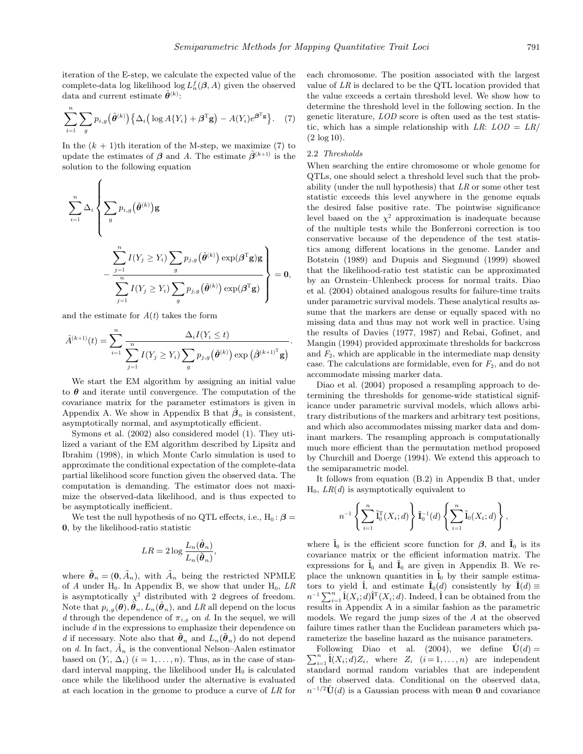iteration of the E-step, we calculate the expected value of the complete-data log likelihood $\log L_n^f(\boldsymbol{\beta}, A)$ given the observed data and current estimate $\hat{\boldsymbol{\theta}}^{(k)}$:

$$\sum_{i=1}^{n} \sum_{g} p_{i,g}\big(\hat{\boldsymbol{\theta}}^{(k)}\big) \big\{ \Delta_i \big( \log A\{Y_i\} + \boldsymbol{\beta}^{\mathrm{T}} \mathbf{g} \big) - A(Y_i) e^{\boldsymbol{\beta}^{\mathrm{T}} \mathbf{g}} \big\}. \quad (7)$$

In the $(k+1)$th iteration of the M-step, we maximize (7) to update the estimates of $\boldsymbol{\beta}$ and $A$. The estimate $\hat{\boldsymbol{\beta}}^{(k+1)}$ is the solution to the following equation

$$\sum_{i=1}^{n} \Delta_i \left\{ \sum_{g} p_{i,g}\big(\hat{\boldsymbol{\theta}}^{(k)}\big) \mathbf{g} - \frac{\sum_{j=1}^{n} I(Y_j \geq Y_i) \sum_{g} p_{j,g}\big(\hat{\boldsymbol{\theta}}^{(k)}\big) \exp(\boldsymbol{\beta}^{\mathrm{T}} \mathbf{g}) \mathbf{g}}{\sum_{j=1}^{n} I(Y_j \geq Y_i) \sum_{g} p_{j,g}\big(\hat{\boldsymbol{\theta}}^{(k)}\big) \exp(\boldsymbol{\beta}^{\mathrm{T}} \mathbf{g})} \right\} = \mathbf{0},$$

and the estimate for $A(t)$ takes the form

$$\hat{A}^{(k+1)}(t) = \sum_{i=1}^{n} \frac{\Delta_i I(Y_i \leq t)}{\sum_{j=1}^{n} I(Y_j \geq Y_i) \sum_{g} p_{j,g}\big(\hat{\boldsymbol{\theta}}^{(k)}\big) \exp\big(\hat{\boldsymbol{\beta}}^{(k+1)^{\mathrm{T}}} \mathbf{g}\big)}.$$

We start the EM algorithm by assigning an initial value to $\boldsymbol{\theta}$ and iterate until convergence. The computation of the covariance matrix for the parameter estimators is given in Appendix A. We show in Appendix B that $\hat{\boldsymbol{\beta}}_n$ is consistent, asymptotically normal, and asymptotically efficient.

Symons et al. (2002) also considered model (1). They utilized a variant of the EM algorithm described by Lipsitz and Ibrahim (1998), in which Monte Carlo simulation is used to approximate the conditional expectation of the complete-data partial likelihood score function given the observed data. The computation is demanding. The estimator does not maximize the observed-data likelihood, and is thus expected to be asymptotically inefficient.

We test the null hypothesis of no QTL effects, i.e., $\mathrm{H}_0: \boldsymbol{\beta} = \mathbf{0}$, by the likelihood-ratio statistic

$$LR = 2 \log \frac{L_n(\hat{\boldsymbol{\theta}}_n)}{L_n(\tilde{\boldsymbol{\theta}}_n)},$$

where $\tilde{\boldsymbol{\theta}}_n = (\mathbf{0}, \tilde{A}_n)$, with $\tilde{A}_n$ being the restricted NPMLE of $A$ under $\mathrm{H}_0$. In Appendix B, we show that under $\mathrm{H}_0$, $LR$ is asymptotically $\chi^2$ distributed with 2 degrees of freedom. Note that $p_{i,g}(\boldsymbol{\theta}), \hat{\boldsymbol{\theta}}_n, L_n(\hat{\boldsymbol{\theta}}_n)$, and $LR$ all depend on the locus $d$ through the dependence of $\pi_{i,g}$ on $d$. In the sequel, we will include $d$ in the expressions to emphasize their dependence on $d$ if necessary. Note also that $\tilde{\boldsymbol{\theta}}_n$ and $L_n(\tilde{\boldsymbol{\theta}}_n)$ do not depend on $d$. In fact, $\tilde{A}_n$ is the conventional Nelson–Aalen estimator based on $(Y_i, \Delta_i)$ $(i = 1, \ldots, n)$. Thus, as in the case of standard interval mapping, the likelihood under $\mathrm{H}_0$ is calculated once while the likelihood under the alternative is evaluated at each location in the genome to produce a curve of $LR$ for each chromosome. The position associated with the largest value of $LR$ is declared to be the QTL location provided that the value exceeds a certain threshold level. We show how to determine the threshold level in the following section. In the genetic literature, $LOD$ score is often used as the test statistic, which has a simple relationship with $LR$: $LOD = LR/(2 \log 10)$.

### 2.2 *Thresholds*

When searching the entire chromosome or whole genome for QTLs, one should select a threshold level such that the probability (under the null hypothesis) that $LR$ or some other test statistic exceeds this level anywhere in the genome equals the desired false positive rate. The pointwise significance level based on the $\chi^2$ approximation is inadequate because of the multiple tests while the Bonferroni correction is too conservative because of the dependence of the test statistics among different locations in the genome. Lander and Botstein (1989) and Dupuis and Siegmund (1999) showed that the likelihood-ratio test statistic can be approximated by an Ornstein–Uhlenbeck process for normal traits. Diao et al. (2004) obtained analogous results for failure-time traits under parametric survival models. These analytical results assume that the markers are dense or equally spaced with no missing data and thus may not work well in practice. Using the results of Davies (1977, 1987) and Rebai, Gofinet, and Mangin (1994) provided approximate thresholds for backcross and $F_2$, which are applicable in the intermediate map density case. The calculations are formidable, even for $F_2$, and do not accommodate missing marker data.

Diao et al. (2004) proposed a resampling approach to determining the thresholds for genome-wide statistical significance under parametric survival models, which allows arbitrary distributions of the markers and arbitrary test positions, and which also accommodates missing marker data and dominant markers. The resampling approach is computationally much more efficient than the permutation method proposed by Churchill and Doerge (1994). We extend this approach to the semiparametric model.

It follows from equation (B.2) in Appendix B that, under $\mathrm{H}_0$, $LR(d)$ is asymptotically equivalent to

$$n^{-1} \left\{ \sum_{i=1}^{n} \tilde{\mathbf{l}}_0^{\mathrm{T}}(X_i; d) \right\} \tilde{\mathbf{I}}_0^{-1}(d) \left\{ \sum_{i=1}^{n} \tilde{\mathbf{l}}_0(X_i; d) \right\},$$

where $\tilde{\mathbf{l}}_0$ is the efficient score function for $\boldsymbol{\beta}$, and $\tilde{\mathbf{I}}_0$ is its covariance matrix or the efficient information matrix. The expressions for $\tilde{\mathbf{l}}_0$ and $\tilde{\mathbf{I}}_0$ are given in Appendix B. We replace the unknown quantities in $\tilde{\mathbf{l}}_0$ by their sample estimators to yield $\hat{\mathbf{l}}$, and estimate $\tilde{\mathbf{I}}_0(d)$ consistently by $\hat{\mathbf{I}}(d) \equiv n^{-1} \sum_{i=1}^{n} \hat{\mathbf{l}}(X_i; d) \hat{\mathbf{l}}^{\mathrm{T}}(X_i; d)$. Indeed, $\hat{\mathbf{l}}$ can be obtained from the results in Appendix A in a similar fashion as the parametric models. We regard the jump sizes of the $A$ at the observed failure times rather than the Euclidean parameters which parameterize the baseline hazard as the nuisance parameters.

Following Diao et al. (2004), we define $\hat{\mathbf{U}}(d) = \sum_{i=1}^{n} \hat{\mathbf{l}}(X_i; d) Z_i$, where $Z_i$ $(i = 1, \ldots, n)$ are independent standard normal random variables that are independent of the observed data. Conditional on the observed data, $n^{-1/2} \hat{\mathbf{U}}(d)$ is a Gaussian process with mean $\mathbf{0}$ and covariance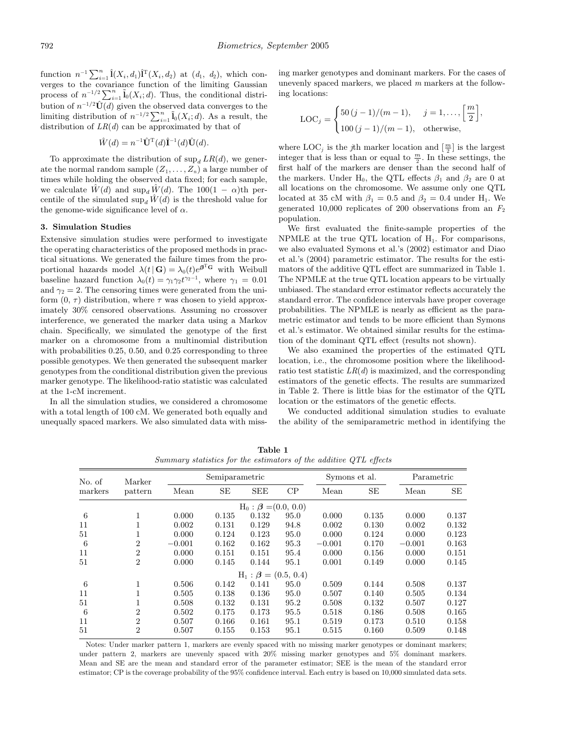function $n^{-1}\sum_{i=1}^{n}\hat{\mathbf{l}}(X_i, d_1)\hat{\mathbf{l}}^{\mathrm{T}}(X_i, d_2)$ at $(d_1, d_2)$, which converges to the covariance function of the limiting Gaussian process of $n^{-1/2}\sum_{i=1}^{n}\tilde{\mathbf{l}}_0(X_i; d)$. Thus, the conditional distribution of $n^{-1/2}\hat{\mathbf{U}}(d)$ given the observed data converges to the limiting distribution of $n^{-1/2}\sum_{i=1}^{n}\tilde{\mathbf{l}}_0(X_i; d)$. As a result, the distribution of $LR(d)$ can be approximated by that of

$$\hat{W}(d) = n^{-1}\hat{\mathbf{U}}^{\mathrm{T}}(d)\hat{\mathbf{I}}^{-1}(d)\hat{\mathbf{U}}(d).$$

To approximate the distribution of $\sup_d LR(d)$, we generate the normal random sample $(Z_1, \ldots, Z_n)$ a large number of times while holding the observed data fixed; for each sample, we calculate $\hat{W}(d)$ and $\sup_d \hat{W}(d)$. The $100(1-\alpha)$th percentile of the simulated $\sup_d \hat{W}(d)$ is the threshold value for the genome-wide significance level of $\alpha$.

## 3. Simulation Studies

Extensive simulation studies were performed to investigate the operating characteristics of the proposed methods in practical situations. We generated the failure times from the proportional hazards model $\lambda(t \mid \mathbf{G}) = \lambda_0(t)e^{\boldsymbol{\beta}^{\mathrm{T}}\mathbf{G}}$ with Weibull baseline hazard function $\lambda_0(t) = \gamma_1\gamma_2 t^{\gamma_2 - 1}$, where $\gamma_1 = 0.01$ and $\gamma_2 = 2$. The censoring times were generated from the uniform $(0, \tau)$ distribution, where $\tau$ was chosen to yield approximately 30% censored observations. Assuming no crossover interference, we generated the marker data using a Markov chain. Specifically, we simulated the genotype of the first marker on a chromosome from a multinomial distribution with probabilities 0.25, 0.50, and 0.25 corresponding to three possible genotypes. We then generated the subsequent marker genotypes from the conditional distribution given the previous marker genotype. The likelihood-ratio statistic was calculated at the 1-cM increment.

In all the simulation studies, we considered a chromosome with a total length of 100 cM. We generated both equally and unequally spaced markers. We also simulated data with missing marker genotypes and dominant markers. For the cases of unevenly spaced markers, we placed $m$ markers at the following locations:

$$\mathrm{LOC}_j = \begin{cases} 50\,(j-1)/(m-1), & j = 1, \ldots, \left[\dfrac{m}{2}\right], \\ 100\,(j-1)/(m-1), & \text{otherwise}, \end{cases}$$

where $\mathrm{LOC}_j$ is the $j$th marker location and $[\frac{m}{2}]$ is the largest integer that is less than or equal to $\frac{m}{2}$. In these settings, the first half of the markers are denser than the second half of the markers. Under $\mathrm{H}_0$, the QTL effects $\beta_1$ and $\beta_2$ are 0 at all locations on the chromosome. We assume only one QTL located at 35 cM with $\beta_1 = 0.5$ and $\beta_2 = 0.4$ under $\mathrm{H}_1$. We generated 10,000 replicates of 200 observations from an $F_2$ population.

We first evaluated the finite-sample properties of the NPMLE at the true QTL location of $\mathrm{H}_1$. For comparisons, we also evaluated Symons et al.'s (2002) estimator and Diao et al.'s (2004) parametric estimator. The results for the estimators of the additive QTL effect are summarized in Table 1. The NPMLE at the true QTL location appears to be virtually unbiased. The standard error estimator reflects accurately the standard error. The confidence intervals have proper coverage probabilities. The NPMLE is nearly as efficient as the parametric estimator and tends to be more efficient than Symons et al.'s estimator. We obtained similar results for the estimation of the dominant QTL effect (results not shown).

We also examined the properties of the estimated QTL location, i.e., the chromosome position where the likelihood-ratio test statistic $LR(d)$ is maximized, and the corresponding estimators of the genetic effects. The results are summarized in Table 2. There is little bias for the estimator of the QTL location or the estimators of the genetic effects.

We conducted additional simulation studies to evaluate the ability of the semiparametric method in identifying the

**Table 1**
*Summary statistics for the estimators of the additive QTL effects*

| No. of markers | Marker pattern | Semiparametric | | | | Symons et al. | | Parametric | |
|---|---|---|---|---|---|---|---|---|---|
| | | Mean | SE | SEE | CP | Mean | SE | Mean | SE |
| | | | | $\mathrm{H}_0 : \boldsymbol{\beta} = (0.0, 0.0)$ | | | | | |
| 6 | 1 | 0.000 | 0.135 | 0.132 | 95.0 | 0.000 | 0.135 | 0.000 | 0.137 |
| 11 | 1 | 0.002 | 0.131 | 0.129 | 94.8 | 0.002 | 0.130 | 0.002 | 0.132 |
| 51 | 1 | 0.000 | 0.124 | 0.123 | 95.0 | 0.000 | 0.124 | 0.000 | 0.123 |
| 6 | 2 | −0.001 | 0.162 | 0.162 | 95.3 | −0.001 | 0.170 | −0.001 | 0.163 |
| 11 | 2 | 0.000 | 0.151 | 0.151 | 95.4 | 0.000 | 0.156 | 0.000 | 0.151 |
| 51 | 2 | 0.000 | 0.145 | 0.144 | 95.1 | 0.001 | 0.149 | 0.000 | 0.145 |
| | | | | $\mathrm{H}_1 : \boldsymbol{\beta} = (0.5, 0.4)$ | | | | | |
| 6 | 1 | 0.506 | 0.142 | 0.141 | 95.0 | 0.509 | 0.144 | 0.508 | 0.137 |
| 11 | 1 | 0.505 | 0.138 | 0.136 | 95.0 | 0.507 | 0.140 | 0.505 | 0.134 |
| 51 | 1 | 0.508 | 0.132 | 0.131 | 95.2 | 0.508 | 0.132 | 0.507 | 0.127 |
| 6 | 2 | 0.502 | 0.175 | 0.173 | 95.5 | 0.518 | 0.186 | 0.508 | 0.165 |
| 11 | 2 | 0.507 | 0.166 | 0.161 | 95.1 | 0.519 | 0.173 | 0.510 | 0.158 |
| 51 | 2 | 0.507 | 0.155 | 0.153 | 95.1 | 0.515 | 0.160 | 0.509 | 0.148 |

Notes: Under marker pattern 1, markers are evenly spaced with no missing marker genotypes or dominant markers; under pattern 2, markers are unevenly spaced with 20% missing marker genotypes and 5% dominant markers. Mean and SE are the mean and standard error of the parameter estimator; SEE is the mean of the standard error estimator; CP is the coverage probability of the 95% confidence interval. Each entry is based on 10,000 simulated data sets.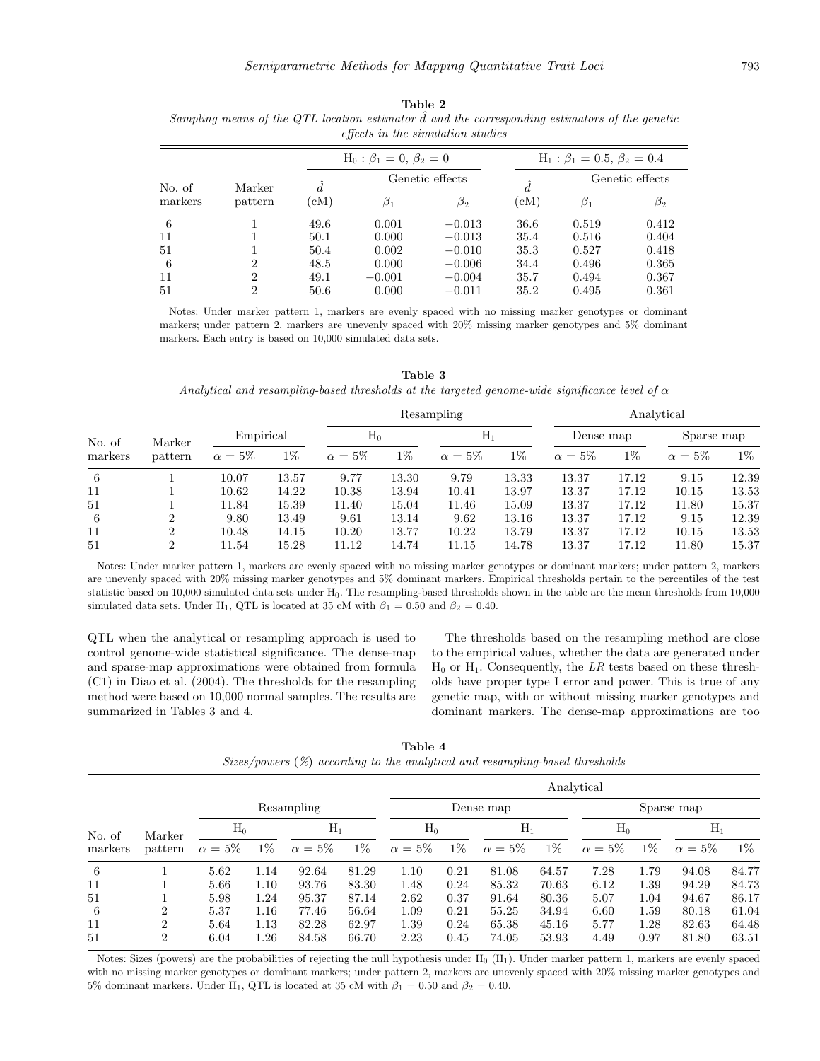**Table 2**

*Sampling means of the QTL location estimator $\hat{d}$ and the corresponding estimators of the genetic effects in the simulation studies*

| No. of markers | Marker pattern | $H_0: \beta_1 = 0,\ \beta_2 = 0$ | | | $H_1: \beta_1 = 0.5,\ \beta_2 = 0.4$ | | |
|---|---|---|---|---|---|---|---|
| | | $\hat{d}$ (cM) | Genetic effects | | $\hat{d}$ (cM) | Genetic effects | |
| | | | $\beta_1$ | $\beta_2$ | | $\beta_1$ | $\beta_2$ |
| 6 | 1 | 49.6 | 0.001 | −0.013 | 36.6 | 0.519 | 0.412 |
| 11 | 1 | 50.1 | 0.000 | −0.013 | 35.4 | 0.516 | 0.404 |
| 51 | 1 | 50.4 | 0.002 | −0.010 | 35.3 | 0.527 | 0.418 |
| 6 | 2 | 48.5 | 0.000 | −0.006 | 34.4 | 0.496 | 0.365 |
| 11 | 2 | 49.1 | −0.001 | −0.004 | 35.7 | 0.494 | 0.367 |
| 51 | 2 | 50.6 | 0.000 | −0.011 | 35.2 | 0.495 | 0.361 |

Notes: Under marker pattern 1, markers are evenly spaced with no missing marker genotypes or dominant markers; under pattern 2, markers are unevenly spaced with 20% missing marker genotypes and 5% dominant markers. Each entry is based on 10,000 simulated data sets.

**Table 3**

*Analytical and resampling-based thresholds at the targeted genome-wide significance level of $\alpha$*

| No. of markers | Marker pattern | Empirical | | Resampling | | | | Analytical | | | |
|---|---|---|---|---|---|---|---|---|---|---|---|
| | | | | $H_0$ | | $H_1$ | | Dense map | | Sparse map | |
| | | $\alpha = 5\%$ | 1% | $\alpha = 5\%$ | 1% | $\alpha = 5\%$ | 1% | $\alpha = 5\%$ | 1% | $\alpha = 5\%$ | 1% |
| 6 | 1 | 10.07 | 13.57 | 9.77 | 13.30 | 9.79 | 13.33 | 13.37 | 17.12 | 9.15 | 12.39 |
| 11 | 1 | 10.62 | 14.22 | 10.38 | 13.94 | 10.41 | 13.97 | 13.37 | 17.12 | 10.15 | 13.53 |
| 51 | 1 | 11.84 | 15.39 | 11.40 | 15.04 | 11.46 | 15.09 | 13.37 | 17.12 | 11.80 | 15.37 |
| 6 | 2 | 9.80 | 13.49 | 9.61 | 13.14 | 9.62 | 13.16 | 13.37 | 17.12 | 9.15 | 12.39 |
| 11 | 2 | 10.48 | 14.15 | 10.20 | 13.77 | 10.22 | 13.79 | 13.37 | 17.12 | 10.15 | 13.53 |
| 51 | 2 | 11.54 | 15.28 | 11.12 | 14.74 | 11.15 | 14.78 | 13.37 | 17.12 | 11.80 | 15.37 |

Notes: Under marker pattern 1, markers are evenly spaced with no missing marker genotypes or dominant markers; under pattern 2, markers are unevenly spaced with 20% missing marker genotypes and 5% dominant markers. Empirical thresholds pertain to the percentiles of the test statistic based on 10,000 simulated data sets under $H_0$. The resampling-based thresholds shown in the table are the mean thresholds from 10,000 simulated data sets. Under $H_1$, QTL is located at 35 cM with $\beta_1 = 0.50$ and $\beta_2 = 0.40$.

QTL when the analytical or resampling approach is used to control genome-wide statistical significance. The dense-map and sparse-map approximations were obtained from formula (C1) in Diao et al. (2004). The thresholds for the resampling method were based on 10,000 normal samples. The results are summarized in Tables 3 and 4.

The thresholds based on the resampling method are close to the empirical values, whether the data are generated under $H_0$ or $H_1$. Consequently, the *LR* tests based on these thresholds have proper type I error and power. This is true of any genetic map, with or without missing marker genotypes and dominant markers. The dense-map approximations are too

**Table 4**

*Sizes/powers (%) according to the analytical and resampling-based thresholds*

| No. of markers | Marker pattern | Resampling | | | | Analytical | | | | | | | |
|---|---|---|---|---|---|---|---|---|---|---|---|---|---|
| | | | | | | Dense map | | | | Sparse map | | | |
| | | $H_0$ | | $H_1$ | | $H_0$ | | $H_1$ | | $H_0$ | | $H_1$ | |
| | | $\alpha = 5\%$ | 1% | $\alpha = 5\%$ | 1% | $\alpha = 5\%$ | 1% | $\alpha = 5\%$ | 1% | $\alpha = 5\%$ | 1% | $\alpha = 5\%$ | 1% |
| 6 | 1 | 5.62 | 1.14 | 92.64 | 81.29 | 1.10 | 0.21 | 81.08 | 64.57 | 7.28 | 1.79 | 94.08 | 84.77 |
| 11 | 1 | 5.66 | 1.10 | 93.76 | 83.30 | 1.48 | 0.24 | 85.32 | 70.63 | 6.12 | 1.39 | 94.29 | 84.73 |
| 51 | 1 | 5.98 | 1.24 | 95.37 | 87.14 | 2.62 | 0.37 | 91.64 | 80.36 | 5.07 | 1.04 | 94.67 | 86.17 |
| 6 | 2 | 5.37 | 1.16 | 77.46 | 56.64 | 1.09 | 0.21 | 55.25 | 34.94 | 6.60 | 1.59 | 80.18 | 61.04 |
| 11 | 2 | 5.64 | 1.13 | 82.28 | 62.97 | 1.39 | 0.24 | 65.38 | 45.16 | 5.77 | 1.28 | 82.63 | 64.48 |
| 51 | 2 | 6.04 | 1.26 | 84.58 | 66.70 | 2.23 | 0.45 | 74.05 | 53.93 | 4.49 | 0.97 | 81.80 | 63.51 |

Notes: Sizes (powers) are the probabilities of rejecting the null hypothesis under $H_0$ ($H_1$). Under marker pattern 1, markers are evenly spaced with no missing marker genotypes or dominant markers; under pattern 2, markers are unevenly spaced with 20% missing marker genotypes and 5% dominant markers. Under $H_1$, QTL is located at 35 cM with $\beta_1 = 0.50$ and $\beta_2 = 0.40$.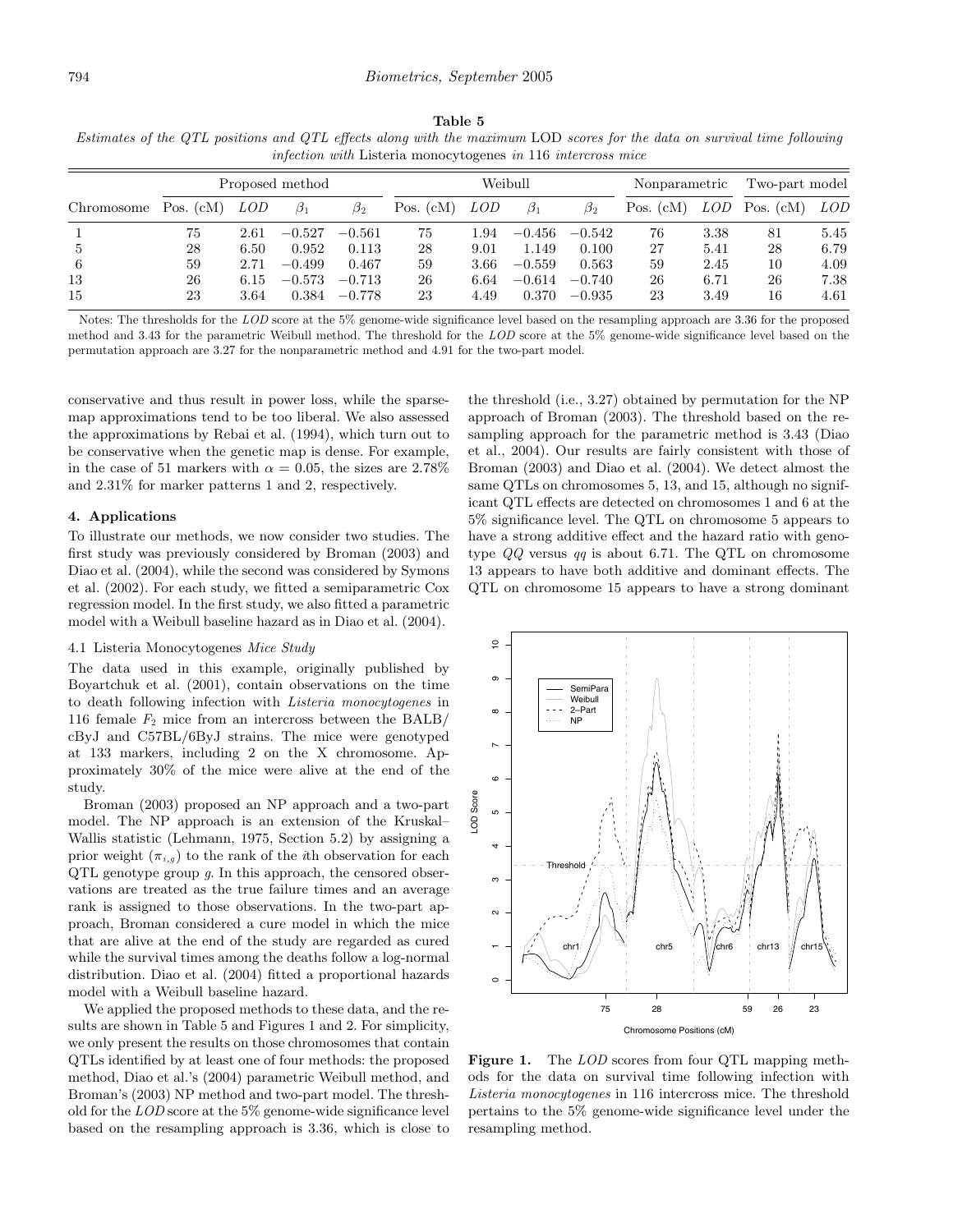**Table 5**

*Estimates of the QTL positions and QTL effects along with the maximum* LOD *scores for the data on survival time following infection with* Listeria monocytogenes *in 116 intercross mice*

| | Proposed method | | | | Weibull | | | | Nonparametric | | Two-part model | |
|---|---|---|---|---|---|---|---|---|---|---|---|---|
| Chromosome | Pos. (cM) | *LOD* | $\beta_1$ | $\beta_2$ | Pos. (cM) | *LOD* | $\beta_1$ | $\beta_2$ | Pos. (cM) | *LOD* | Pos. (cM) | *LOD* |
| 1 | 75 | 2.61 | −0.527 | −0.561 | 75 | 1.94 | −0.456 | −0.542 | 76 | 3.38 | 81 | 5.45 |
| 5 | 28 | 6.50 | 0.952 | 0.113 | 28 | 9.01 | 1.149 | 0.100 | 27 | 5.41 | 28 | 6.79 |
| 6 | 59 | 2.71 | −0.499 | 0.467 | 59 | 3.66 | −0.559 | 0.563 | 59 | 2.45 | 10 | 4.09 |
| 13 | 26 | 6.15 | −0.573 | −0.713 | 26 | 6.64 | −0.614 | −0.740 | 26 | 6.71 | 26 | 7.38 |
| 15 | 23 | 3.64 | 0.384 | −0.778 | 23 | 4.49 | 0.370 | −0.935 | 23 | 3.49 | 16 | 4.61 |

Notes: The thresholds for the *LOD* score at the 5% genome-wide significance level based on the resampling approach are 3.36 for the proposed method and 3.43 for the parametric Weibull method. The threshold for the *LOD* score at the 5% genome-wide significance level based on the permutation approach are 3.27 for the nonparametric method and 4.91 for the two-part model.

conservative and thus result in power loss, while the sparse-map approximations tend to be too liberal. We also assessed the approximations by Rebai et al. (1994), which turn out to be conservative when the genetic map is dense. For example, in the case of 51 markers with $\alpha = 0.05$, the sizes are 2.78% and 2.31% for marker patterns 1 and 2, respectively.

## 4. Applications

To illustrate our methods, we now consider two studies. The first study was previously considered by Broman (2003) and Diao et al. (2004), while the second was considered by Symons et al. (2002). For each study, we fitted a semiparametric Cox regression model. In the first study, we also fitted a parametric model with a Weibull baseline hazard as in Diao et al. (2004).

### 4.1 Listeria Monocytogenes *Mice Study*

The data used in this example, originally published by Boyartchuk et al. (2001), contain observations on the time to death following infection with *Listeria monocytogenes* in 116 female $F_2$ mice from an intercross between the BALB/cByJ and C57BL/6ByJ strains. The mice were genotyped at 133 markers, including 2 on the X chromosome. Approximately 30% of the mice were alive at the end of the study.

Broman (2003) proposed an NP approach and a two-part model. The NP approach is an extension of the Kruskal–Wallis statistic (Lehmann, 1975, Section 5.2) by assigning a prior weight ($\pi_{i,g}$) to the rank of the $i$th observation for each QTL genotype group $g$. In this approach, the censored observations are treated as the true failure times and an average rank is assigned to those observations. In the two-part approach, Broman considered a cure model in which the mice that are alive at the end of the study are regarded as cured while the survival times among the deaths follow a log-normal distribution. Diao et al. (2004) fitted a proportional hazards model with a Weibull baseline hazard.

We applied the proposed methods to these data, and the results are shown in Table 5 and Figures 1 and 2. For simplicity, we only present the results on those chromosomes that contain QTLs identified by at least one of four methods: the proposed method, Diao et al.'s (2004) parametric Weibull method, and Broman's (2003) NP method and two-part model. The threshold for the *LOD* score at the 5% genome-wide significance level based on the resampling approach is 3.36, which is close to the threshold (i.e., 3.27) obtained by permutation for the NP approach of Broman (2003). The threshold based on the resampling approach for the parametric method is 3.43 (Diao et al., 2004). Our results are fairly consistent with those of Broman (2003) and Diao et al. (2004). We detect almost the same QTLs on chromosomes 5, 13, and 15, although no significant QTL effects are detected on chromosomes 1 and 6 at the 5% significance level. The QTL on chromosome 5 appears to have a strong additive effect and the hazard ratio with genotype $QQ$ versus $qq$ is about 6.71. The QTL on chromosome 13 appears to have both additive and dominant effects. The QTL on chromosome 15 appears to have a strong dominant

**Figure 1.** The *LOD* scores from four QTL mapping methods for the data on survival time following infection with *Listeria monocytogenes* in 116 intercross mice. The threshold pertains to the 5% genome-wide significance level under the resampling method.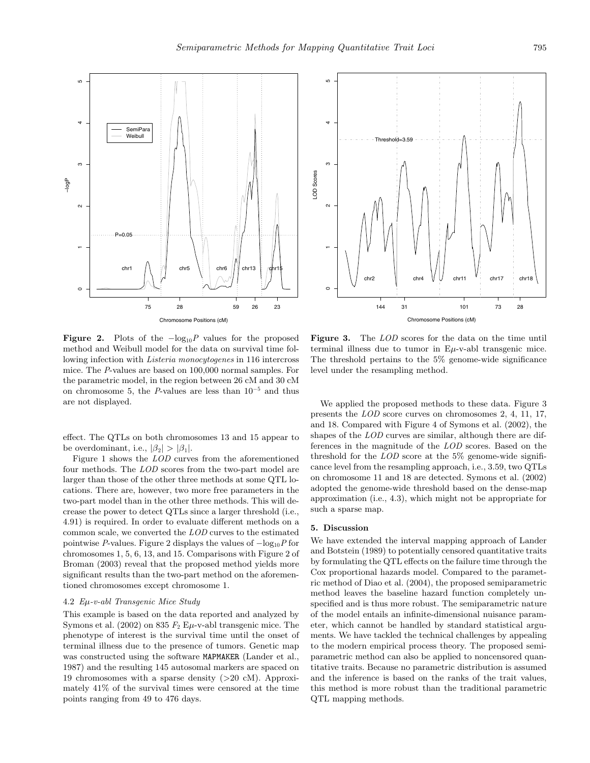**Figure 2.** Plots of the $-\log_{10}P$ values for the proposed method and Weibull model for the data on survival time following infection with *Listeria monocytogenes* in 116 intercross mice. The *P*-values are based on 100,000 normal samples. For the parametric model, in the region between 26 cM and 30 cM on chromosome 5, the *P*-values are less than $10^{-5}$ and thus are not displayed.

**Figure 3.** The *LOD* scores for the data on the time until terminal illness due to tumor in E$\mu$-v-abl transgenic mice. The threshold pertains to the 5% genome-wide significance level under the resampling method.

effect. The QTLs on both chromosomes 13 and 15 appear to be overdominant, i.e., $|\beta_2| > |\beta_1|$.

Figure 1 shows the *LOD* curves from the aforementioned four methods. The *LOD* scores from the two-part model are larger than those of the other three methods at some QTL locations. There are, however, two more free parameters in the two-part model than in the other three methods. This will decrease the power to detect QTLs since a larger threshold (i.e., 4.91) is required. In order to evaluate different methods on a common scale, we converted the *LOD* curves to the estimated pointwise *P*-values. Figure 2 displays the values of $-\log_{10}P$ for chromosomes 1, 5, 6, 13, and 15. Comparisons with Figure 2 of Broman (2003) reveal that the proposed method yields more significant results than the two-part method on the aforementioned chromosomes except chromosome 1.

### 4.2 E$\mu$-v-abl Transgenic Mice Study

This example is based on the data reported and analyzed by Symons et al. (2002) on 835 $F_2$ E$\mu$-v-abl transgenic mice. The phenotype of interest is the survival time until the onset of terminal illness due to the presence of tumors. Genetic map was constructed using the software MAPMAKER (Lander et al., 1987) and the resulting 145 autosomal markers are spaced on 19 chromosomes with a sparse density (>20 cM). Approximately 41% of the survival times were censored at the time points ranging from 49 to 476 days.

We applied the proposed methods to these data. Figure 3 presents the *LOD* score curves on chromosomes 2, 4, 11, 17, and 18. Compared with Figure 4 of Symons et al. (2002), the shapes of the *LOD* curves are similar, although there are differences in the magnitude of the *LOD* scores. Based on the threshold for the *LOD* score at the 5% genome-wide significance level from the resampling approach, i.e., 3.59, two QTLs on chromosome 11 and 18 are detected. Symons et al. (2002) adopted the genome-wide threshold based on the dense-map approximation (i.e., 4.3), which might not be appropriate for such a sparse map.

## 5. Discussion

We have extended the interval mapping approach of Lander and Botstein (1989) to potentially censored quantitative traits by formulating the QTL effects on the failure time through the Cox proportional hazards model. Compared to the parametric method of Diao et al. (2004), the proposed semiparametric method leaves the baseline hazard function completely unspecified and is thus more robust. The semiparametric nature of the model entails an infinite-dimensional nuisance parameter, which cannot be handled by standard statistical arguments. We have tackled the technical challenges by appealing to the modern empirical process theory. The proposed semiparametric method can also be applied to noncensored quantitative traits. Because no parametric distribution is assumed and the inference is based on the ranks of the trait values, this method is more robust than the traditional parametric QTL mapping methods.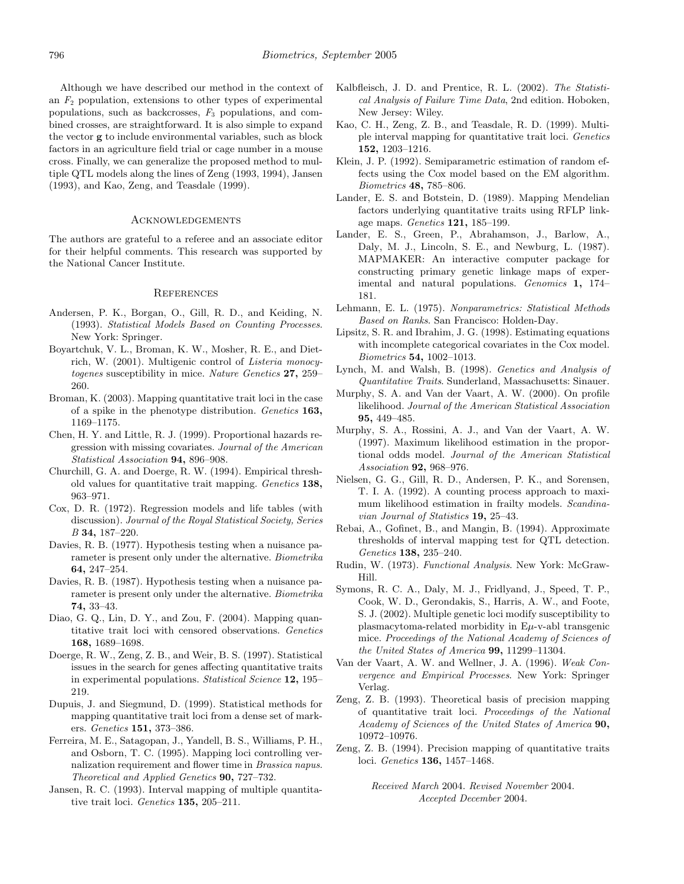Although we have described our method in the context of an $F_2$ population, extensions to other types of experimental populations, such as backcrosses, $F_3$ populations, and combined crosses, are straightforward. It is also simple to expand the vector $\mathbf{g}$ to include environmental variables, such as block factors in an agriculture field trial or cage number in a mouse cross. Finally, we can generalize the proposed method to multiple QTL models along the lines of Zeng (1993, 1994), Jansen (1993), and Kao, Zeng, and Teasdale (1999).

## Acknowledgements

The authors are grateful to a referee and an associate editor for their helpful comments. This research was supported by the National Cancer Institute.

## References

Andersen, P. K., Borgan, O., Gill, R. D., and Keiding, N. (1993). *Statistical Models Based on Counting Processes*. New York: Springer.

Boyartchuk, V. L., Broman, K. W., Mosher, R. E., and Dietrich, W. (2001). Multigenic control of *Listeria monocytogenes* susceptibility in mice. *Nature Genetics* **27,** 259–260.

Broman, K. (2003). Mapping quantitative trait loci in the case of a spike in the phenotype distribution. *Genetics* **163,** 1169–1175.

Chen, H. Y. and Little, R. J. (1999). Proportional hazards regression with missing covariates. *Journal of the American Statistical Association* **94,** 896–908.

Churchill, G. A. and Doerge, R. W. (1994). Empirical threshold values for quantitative trait mapping. *Genetics* **138,** 963–971.

Cox, D. R. (1972). Regression models and life tables (with discussion). *Journal of the Royal Statistical Society, Series B* **34,** 187–220.

Davies, R. B. (1977). Hypothesis testing when a nuisance parameter is present only under the alternative. *Biometrika* **64,** 247–254.

Davies, R. B. (1987). Hypothesis testing when a nuisance parameter is present only under the alternative. *Biometrika* **74,** 33–43.

Diao, G. Q., Lin, D. Y., and Zou, F. (2004). Mapping quantitative trait loci with censored observations. *Genetics* **168,** 1689–1698.

Doerge, R. W., Zeng, Z. B., and Weir, B. S. (1997). Statistical issues in the search for genes affecting quantitative traits in experimental populations. *Statistical Science* **12,** 195–219.

Dupuis, J. and Siegmund, D. (1999). Statistical methods for mapping quantitative trait loci from a dense set of markers. *Genetics* **151,** 373–386.

Ferreira, M. E., Satagopan, J., Yandell, B. S., Williams, P. H., and Osborn, T. C. (1995). Mapping loci controlling vernalization requirement and flower time in *Brassica napus*. *Theoretical and Applied Genetics* **90,** 727–732.

Jansen, R. C. (1993). Interval mapping of multiple quantitative trait loci. *Genetics* **135,** 205–211.

Kalbfleisch, J. D. and Prentice, R. L. (2002). *The Statistical Analysis of Failure Time Data*, 2nd edition. Hoboken, New Jersey: Wiley.

Kao, C. H., Zeng, Z. B., and Teasdale, R. D. (1999). Multiple interval mapping for quantitative trait loci. *Genetics* **152,** 1203–1216.

Klein, J. P. (1992). Semiparametric estimation of random effects using the Cox model based on the EM algorithm. *Biometrics* **48,** 785–806.

Lander, E. S. and Botstein, D. (1989). Mapping Mendelian factors underlying quantitative traits using RFLP linkage maps. *Genetics* **121,** 185–199.

Lander, E. S., Green, P., Abrahamson, J., Barlow, A., Daly, M. J., Lincoln, S. E., and Newburg, L. (1987). MAPMAKER: An interactive computer package for constructing primary genetic linkage maps of experimental and natural populations. *Genomics* **1,** 174–181.

Lehmann, E. L. (1975). *Nonparametrics: Statistical Methods Based on Ranks*. San Francisco: Holden-Day.

Lipsitz, S. R. and Ibrahim, J. G. (1998). Estimating equations with incomplete categorical covariates in the Cox model. *Biometrics* **54,** 1002–1013.

Lynch, M. and Walsh, B. (1998). *Genetics and Analysis of Quantitative Traits*. Sunderland, Massachusetts: Sinauer.

Murphy, S. A. and Van der Vaart, A. W. (2000). On profile likelihood. *Journal of the American Statistical Association* **95,** 449–485.

Murphy, S. A., Rossini, A. J., and Van der Vaart, A. W. (1997). Maximum likelihood estimation in the proportional odds model. *Journal of the American Statistical Association* **92,** 968–976.

Nielsen, G. G., Gill, R. D., Andersen, P. K., and Sorensen, T. I. A. (1992). A counting process approach to maximum likelihood estimation in frailty models. *Scandinavian Journal of Statistics* **19,** 25–43.

Rebai, A., Gofinet, B., and Mangin, B. (1994). Approximate thresholds of interval mapping test for QTL detection. *Genetics* **138,** 235–240.

Rudin, W. (1973). *Functional Analysis*. New York: McGraw-Hill.

Symons, R. C. A., Daly, M. J., Fridlyand, J., Speed, T. P., Cook, W. D., Gerondakis, S., Harris, A. W., and Foote, S. J. (2002). Multiple genetic loci modify susceptibility to plasmacytoma-related morbidity in Eμ-v-abl transgenic mice. *Proceedings of the National Academy of Sciences of the United States of America* **99,** 11299–11304.

Van der Vaart, A. W. and Wellner, J. A. (1996). *Weak Convergence and Empirical Processes*. New York: Springer Verlag.

Zeng, Z. B. (1993). Theoretical basis of precision mapping of quantitative trait loci. *Proceedings of the National Academy of Sciences of the United States of America* **90,** 10972–10976.

Zeng, Z. B. (1994). Precision mapping of quantitative traits loci. *Genetics* **136,** 1457–1468.

*Received March 2004. Revised November 2004. Accepted December 2004.*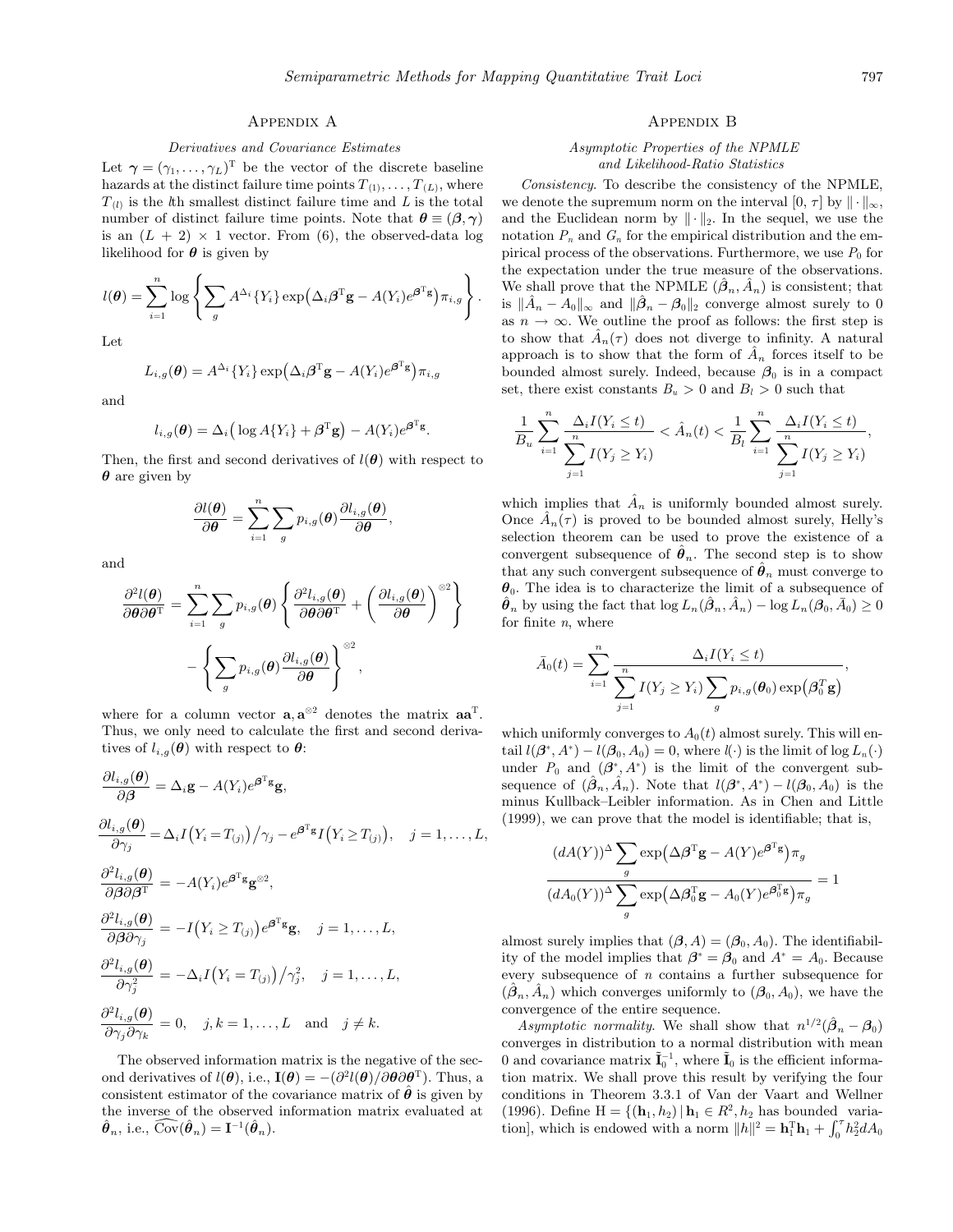## Appendix A

### *Derivatives and Covariance Estimates*

Let $\boldsymbol{\gamma} = (\gamma_1, \ldots, \gamma_L)^{\mathrm{T}}$ be the vector of the discrete baseline hazards at the distinct failure time points $T_{(1)}, \ldots, T_{(L)}$, where $T_{(l)}$ is the $l$th smallest distinct failure time and $L$ is the total number of distinct failure time points. Note that $\boldsymbol{\theta} \equiv (\boldsymbol{\beta}, \boldsymbol{\gamma})$ is an $(L+2) \times 1$ vector. From (6), the observed-data log likelihood for $\boldsymbol{\theta}$ is given by

$$l(\boldsymbol{\theta}) = \sum_{i=1}^{n} \log \left\{ \sum_{g} A^{\Delta_i}\{Y_i\} \exp\left(\Delta_i \boldsymbol{\beta}^{\mathrm{T}}\mathbf{g} - A(Y_i)e^{\boldsymbol{\beta}^{\mathrm{T}}\mathbf{g}}\right)\pi_{i,g} \right\}.$$

Let

$$L_{i,g}(\boldsymbol{\theta}) = A^{\Delta_i}\{Y_i\} \exp\left(\Delta_i \boldsymbol{\beta}^{\mathrm{T}}\mathbf{g} - A(Y_i)e^{\boldsymbol{\beta}^{\mathrm{T}}\mathbf{g}}\right)\pi_{i,g}$$

and

$$l_{i,g}(\boldsymbol{\theta}) = \Delta_i\left(\log A\{Y_i\} + \boldsymbol{\beta}^{\mathrm{T}}\mathbf{g}\right) - A(Y_i)e^{\boldsymbol{\beta}^{\mathrm{T}}\mathbf{g}}.$$

Then, the first and second derivatives of $l(\boldsymbol{\theta})$ with respect to $\boldsymbol{\theta}$ are given by

$$\frac{\partial l(\boldsymbol{\theta})}{\partial \boldsymbol{\theta}} = \sum_{i=1}^{n} \sum_{g} p_{i,g}(\boldsymbol{\theta}) \frac{\partial l_{i,g}(\boldsymbol{\theta})}{\partial \boldsymbol{\theta}},$$

and

$$\frac{\partial^2 l(\boldsymbol{\theta})}{\partial \boldsymbol{\theta} \partial \boldsymbol{\theta}^{\mathrm{T}}} = \sum_{i=1}^{n} \sum_{g} p_{i,g}(\boldsymbol{\theta}) \left\{ \frac{\partial^2 l_{i,g}(\boldsymbol{\theta})}{\partial \boldsymbol{\theta} \partial \boldsymbol{\theta}^{\mathrm{T}}} + \left( \frac{\partial l_{i,g}(\boldsymbol{\theta})}{\partial \boldsymbol{\theta}} \right)^{\otimes 2} \right\} - \left\{ \sum_{g} p_{i,g}(\boldsymbol{\theta}) \frac{\partial l_{i,g}(\boldsymbol{\theta})}{\partial \boldsymbol{\theta}} \right\}^{\otimes 2},$$

where for a column vector $\mathbf{a}, \mathbf{a}^{\otimes 2}$ denotes the matrix $\mathbf{a}\mathbf{a}^{\mathrm{T}}$. Thus, we only need to calculate the first and second derivatives of $l_{i,g}(\boldsymbol{\theta})$ with respect to $\boldsymbol{\theta}$:

$$\frac{\partial l_{i,g}(\boldsymbol{\theta})}{\partial \boldsymbol{\beta}} = \Delta_i \mathbf{g} - A(Y_i)e^{\boldsymbol{\beta}^{\mathrm{T}}\mathbf{g}}\mathbf{g},$$

$$\frac{\partial l_{i,g}(\boldsymbol{\theta})}{\partial \gamma_j} = \Delta_i I\left(Y_i = T_{(j)}\right)/\gamma_j - e^{\boldsymbol{\beta}^{\mathrm{T}}\mathbf{g}} I\left(Y_i \geq T_{(j)}\right), \quad j = 1, \ldots, L,$$

$$\frac{\partial^2 l_{i,g}(\boldsymbol{\theta})}{\partial \boldsymbol{\beta} \partial \boldsymbol{\beta}^{\mathrm{T}}} = -A(Y_i)e^{\boldsymbol{\beta}^{\mathrm{T}}\mathbf{g}}\mathbf{g}^{\otimes 2},$$

$$\frac{\partial^2 l_{i,g}(\boldsymbol{\theta})}{\partial \boldsymbol{\beta} \partial \gamma_j} = -I\left(Y_i \geq T_{(j)}\right)e^{\boldsymbol{\beta}^{\mathrm{T}}\mathbf{g}}\mathbf{g}, \quad j = 1, \ldots, L,$$

$$\frac{\partial^2 l_{i,g}(\boldsymbol{\theta})}{\partial \gamma_j^2} = -\Delta_i I\left(Y_i = T_{(j)}\right)/\gamma_j^2, \quad j = 1, \ldots, L,$$

$$\frac{\partial^2 l_{i,g}(\boldsymbol{\theta})}{\partial \gamma_j \partial \gamma_k} = 0, \quad j, k = 1, \ldots, L \quad \text{and} \quad j \neq k.$$

The observed information matrix is the negative of the second derivatives of $l(\boldsymbol{\theta})$, i.e., $\mathbf{I}(\boldsymbol{\theta}) = -(\partial^2 l(\boldsymbol{\theta})/\partial \boldsymbol{\theta} \partial \boldsymbol{\theta}^{\mathrm{T}})$. Thus, a consistent estimator of the covariance matrix of $\hat{\boldsymbol{\theta}}$ is given by the inverse of the observed information matrix evaluated at $\hat{\boldsymbol{\theta}}_n$, i.e., $\widehat{\mathrm{Cov}}(\hat{\boldsymbol{\theta}}_n) = \mathbf{I}^{-1}(\hat{\boldsymbol{\theta}}_n)$.

## Appendix B

### *Asymptotic Properties of the NPMLE and Likelihood-Ratio Statistics*

*Consistency.* To describe the consistency of the NPMLE, we denote the supremum norm on the interval $[0, \tau]$ by $\|\cdot\|_\infty$, and the Euclidean norm by $\|\cdot\|_2$. In the sequel, we use the notation $P_n$ and $G_n$ for the empirical distribution and the empirical process of the observations. Furthermore, we use $P_0$ for the expectation under the true measure of the observations. We shall prove that the NPMLE $(\hat{\boldsymbol{\beta}}_n, \hat{A}_n)$ is consistent; that is $\|\hat{A}_n - A_0\|_\infty$ and $\|\hat{\boldsymbol{\beta}}_n - \boldsymbol{\beta}_0\|_2$ converge almost surely to 0 as $n \to \infty$. We outline the proof as follows: the first step is to show that $\hat{A}_n(\tau)$ does not diverge to infinity. A natural approach is to show that the form of $\hat{A}_n$ forces itself to be bounded almost surely. Indeed, because $\boldsymbol{\beta}_0$ is in a compact set, there exist constants $B_u > 0$ and $B_l > 0$ such that

$$\frac{1}{B_u} \sum_{i=1}^{n} \frac{\Delta_i I(Y_i \leq t)}{\sum_{j=1}^{n} I(Y_j \geq Y_i)} < \hat{A}_n(t) < \frac{1}{B_l} \sum_{i=1}^{n} \frac{\Delta_i I(Y_i \leq t)}{\sum_{j=1}^{n} I(Y_j \geq Y_i)},$$

which implies that $\hat{A}_n$ is uniformly bounded almost surely. Once $\hat{A}_n(\tau)$ is proved to be bounded almost surely, Helly's selection theorem can be used to prove the existence of a convergent subsequence of $\hat{\boldsymbol{\theta}}_n$. The second step is to show that any such convergent subsequence of $\hat{\boldsymbol{\theta}}_n$ must converge to $\boldsymbol{\theta}_0$. The idea is to characterize the limit of a subsequence of $\hat{\boldsymbol{\theta}}_n$ by using the fact that $\log L_n(\hat{\boldsymbol{\beta}}_n, \hat{A}_n) - \log L_n(\boldsymbol{\beta}_0, \bar{A}_0) \geq 0$ for finite $n$, where

$$\bar{A}_0(t) = \sum_{i=1}^{n} \frac{\Delta_i I(Y_i \leq t)}{\sum_{j=1}^{n} I(Y_j \geq Y_i) \sum_{g} p_{i,g}(\boldsymbol{\theta}_0) \exp\left(\boldsymbol{\beta}_0^T \mathbf{g}\right)},$$

which uniformly converges to $A_0(t)$ almost surely. This will entail $l(\boldsymbol{\beta}^*, A^*) - l(\boldsymbol{\beta}_0, A_0) = 0$, where $l(\cdot)$ is the limit of $\log L_n(\cdot)$ under $P_0$ and $(\boldsymbol{\beta}^*, A^*)$ is the limit of the convergent subsequence of $(\hat{\boldsymbol{\beta}}_n, \hat{A}_n)$. Note that $l(\boldsymbol{\beta}^*, A^*) - l(\boldsymbol{\beta}_0, A_0)$ is the minus Kullback–Leibler information. As in Chen and Little (1999), we can prove that the model is identifiable; that is,

$$\frac{(dA(Y))^{\Delta} \sum_{g} \exp\left(\Delta \boldsymbol{\beta}^{\mathrm{T}}\mathbf{g} - A(Y)e^{\boldsymbol{\beta}^{\mathrm{T}}\mathbf{g}}\right)\pi_g}{(dA_0(Y))^{\Delta} \sum_{g} \exp\left(\Delta \boldsymbol{\beta}_0^{\mathrm{T}}\mathbf{g} - A_0(Y)e^{\boldsymbol{\beta}_0^{\mathrm{T}}\mathbf{g}}\right)\pi_g} = 1$$

almost surely implies that $(\boldsymbol{\beta}, A) = (\boldsymbol{\beta}_0, A_0)$. The identifiability of the model implies that $\boldsymbol{\beta}^* = \boldsymbol{\beta}_0$ and $A^* = A_0$. Because every subsequence of $n$ contains a further subsequence for $(\hat{\boldsymbol{\beta}}_n, \hat{A}_n)$ which converges uniformly to $(\boldsymbol{\beta}_0, A_0)$, we have the convergence of the entire sequence.

*Asymptotic normality.* We shall show that $n^{1/2}(\hat{\boldsymbol{\beta}}_n - \boldsymbol{\beta}_0)$ converges in distribution to a normal distribution with mean 0 and covariance matrix $\tilde{\mathbf{I}}_0^{-1}$, where $\tilde{\mathbf{I}}_0$ is the efficient information matrix. We shall prove this result by verifying the four conditions in Theorem 3.3.1 of Van der Vaart and Wellner (1996). Define $\mathrm{H} = \{(\mathbf{h}_1, h_2) \mid \mathbf{h}_1 \in R^2, h_2$ has bounded variation$\}$, which is endowed with a norm $\|h\|^2 = \mathbf{h}_1^{\mathrm{T}}\mathbf{h}_1 + \int_0^\tau h_2^2 dA_0$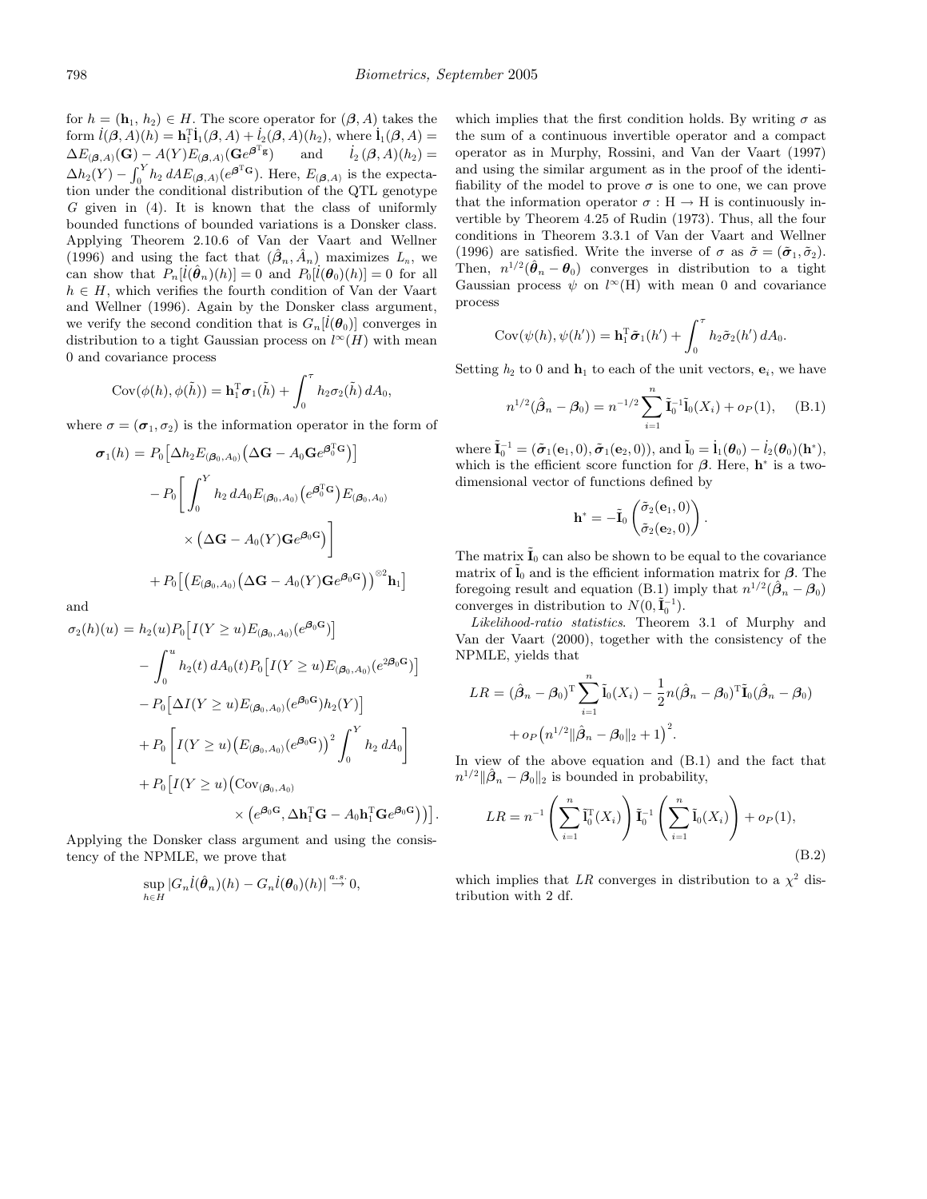for $h = (\mathbf{h}_1, h_2) \in H$. The score operator for $(\boldsymbol{\beta}, A)$ takes the form $\dot{l}(\boldsymbol{\beta}, A)(h) = \mathbf{h}_1^{\mathrm{T}}\dot{\mathbf{l}}_1(\boldsymbol{\beta}, A) + \dot{l}_2(\boldsymbol{\beta}, A)(h_2)$, where $\dot{\mathbf{l}}_1(\boldsymbol{\beta}, A) = \Delta E_{(\boldsymbol{\beta},A)}(\mathbf{G}) - A(Y)E_{(\boldsymbol{\beta},A)}(\mathbf{G}e^{\boldsymbol{\beta}^{\mathrm{T}}\mathbf{g}})$ and $\dot{l}_2(\boldsymbol{\beta}, A)(h_2) = \Delta h_2(Y) - \int_0^Y h_2\, dAE_{(\boldsymbol{\beta},A)}(e^{\boldsymbol{\beta}^{\mathrm{T}}\mathbf{G}})$. Here, $E_{(\boldsymbol{\beta},A)}$ is the expectation under the conditional distribution of the QTL genotype $G$ given in (4). It is known that the class of uniformly bounded functions of bounded variations is a Donsker class. Applying Theorem 2.10.6 of Van der Vaart and Wellner (1996) and using the fact that $(\hat{\boldsymbol{\beta}}_n, \hat{A}_n)$ maximizes $L_n$, we can show that $P_n[\dot{l}(\hat{\boldsymbol{\theta}}_n)(h)] = 0$ and $P_0[\dot{l}(\boldsymbol{\theta}_0)(h)] = 0$ for all $h \in H$, which verifies the fourth condition of Van der Vaart and Wellner (1996). Again by the Donsker class argument, we verify the second condition that is $G_n[\dot{l}(\boldsymbol{\theta}_0)]$ converges in distribution to a tight Gaussian process on $l^\infty(H)$ with mean 0 and covariance process

$$\mathrm{Cov}(\phi(h), \phi(\tilde{h})) = \mathbf{h}_1^{\mathrm{T}}\boldsymbol{\sigma}_1(\tilde{h}) + \int_0^\tau h_2\sigma_2(\tilde{h})\, dA_0,$$

where $\sigma = (\boldsymbol{\sigma}_1, \sigma_2)$ is the information operator in the form of

$$\begin{aligned}
\boldsymbol{\sigma}_1(h) = {} & P_0\big[\Delta h_2 E_{(\boldsymbol{\beta}_0,A_0)}\big(\Delta\mathbf{G} - A_0\mathbf{G}e^{\boldsymbol{\beta}_0^{\mathrm{T}}\mathbf{G}}\big)\big] \\
& - P_0\bigg[\int_0^Y h_2\, dA_0 E_{(\boldsymbol{\beta}_0,A_0)}\big(e^{\boldsymbol{\beta}_0^{\mathrm{T}}\mathbf{G}}\big)E_{(\boldsymbol{\beta}_0,A_0)} \\
& \quad \times \big(\Delta\mathbf{G} - A_0(Y)\mathbf{G}e^{\boldsymbol{\beta}_0^{\mathrm{T}}\mathbf{G}}\big)\bigg] \\
& + P_0\big[\big(E_{(\boldsymbol{\beta}_0,A_0)}\big(\Delta\mathbf{G} - A_0(Y)\mathbf{G}e^{\boldsymbol{\beta}_0\mathbf{G}}\big)\big)^{\otimes 2}\mathbf{h}_1\big]
\end{aligned}$$

and

$$\begin{aligned}
\sigma_2(h)(u) = {} & h_2(u)P_0\big[I(Y \geq u)E_{(\boldsymbol{\beta}_0,A_0)}(e^{\boldsymbol{\beta}_0\mathbf{G}})\big] \\
& - \int_0^u h_2(t)\, dA_0(t)P_0\big[I(Y \geq u)E_{(\boldsymbol{\beta}_0,A_0)}(e^{2\boldsymbol{\beta}_0\mathbf{G}})\big] \\
& - P_0\big[\Delta I(Y \geq u)E_{(\boldsymbol{\beta}_0,A_0)}(e^{\boldsymbol{\beta}_0\mathbf{G}})h_2(Y)\big] \\
& + P_0\bigg[I(Y \geq u)\big(E_{(\boldsymbol{\beta}_0,A_0)}(e^{\boldsymbol{\beta}_0\mathbf{G}})\big)^2\int_0^Y h_2\, dA_0\bigg] \\
& + P_0\big[I(Y \geq u)\big(\mathrm{Cov}_{(\boldsymbol{\beta}_0,A_0)} \\
& \quad \times \big(e^{\boldsymbol{\beta}_0\mathbf{G}}, \Delta\mathbf{h}_1^{\mathrm{T}}\mathbf{G} - A_0\mathbf{h}_1^{\mathrm{T}}\mathbf{G}e^{\boldsymbol{\beta}_0\mathbf{G}}\big)\big)\big].
\end{aligned}$$

Applying the Donsker class argument and using the consistency of the NPMLE, we prove that

$$\sup_{h\in H}|G_n\dot{l}(\hat{\boldsymbol{\theta}}_n)(h) - G_n\dot{l}(\boldsymbol{\theta}_0)(h)| \stackrel{a.s.}{\to} 0,$$

which implies that the first condition holds. By writing $\sigma$ as the sum of a continuous invertible operator and a compact operator as in Murphy, Rossini, and Van der Vaart (1997) and using the similar argument as in the proof of the identifiability of the model to prove $\sigma$ is one to one, we can prove that the information operator $\sigma : \mathrm{H} \to \mathrm{H}$ is continuously invertible by Theorem 4.25 of Rudin (1973). Thus, all the four conditions in Theorem 3.3.1 of Van der Vaart and Wellner (1996) are satisfied. Write the inverse of $\sigma$ as $\tilde{\sigma} = (\tilde{\boldsymbol{\sigma}}_1, \tilde{\sigma}_2)$. Then, $n^{1/2}(\hat{\boldsymbol{\theta}}_n - \boldsymbol{\theta}_0)$ converges in distribution to a tight Gaussian process $\psi$ on $l^\infty(\mathrm{H})$ with mean 0 and covariance process

$$\mathrm{Cov}(\psi(h), \psi(h')) = \mathbf{h}_1^{\mathrm{T}}\tilde{\boldsymbol{\sigma}}_1(h') + \int_0^\tau h_2\tilde{\sigma}_2(h')\, dA_0.$$

Setting $h_2$ to 0 and $\mathbf{h}_1$ to each of the unit vectors, $\mathbf{e}_i$, we have

$$n^{1/2}(\hat{\boldsymbol{\beta}}_n - \boldsymbol{\beta}_0) = n^{-1/2}\sum_{i=1}^n \tilde{\mathbf{I}}_0^{-1}\tilde{\mathbf{l}}_0(X_i) + o_P(1), \qquad \text{(B.1)}$$

where $\tilde{\mathbf{I}}_0^{-1} = (\tilde{\boldsymbol{\sigma}}_1(\mathbf{e}_1, 0), \tilde{\boldsymbol{\sigma}}_1(\mathbf{e}_2, 0))$, and $\tilde{\mathbf{l}}_0 = \dot{\mathbf{l}}_1(\boldsymbol{\theta}_0) - \dot{l}_2(\boldsymbol{\theta}_0)(\mathbf{h}^*)$, which is the efficient score function for $\boldsymbol{\beta}$. Here, $\mathbf{h}^*$ is a two-dimensional vector of functions defined by

$$\mathbf{h}^* = -\tilde{\mathbf{I}}_0\begin{pmatrix}\tilde{\sigma}_2(\mathbf{e}_1, 0) \\ \tilde{\sigma}_2(\mathbf{e}_2, 0)\end{pmatrix}.$$

The matrix $\tilde{\mathbf{I}}_0$ can also be shown to be equal to the covariance matrix of $\tilde{\mathbf{l}}_0$ and is the efficient information matrix for $\boldsymbol{\beta}$. The foregoing result and equation (B.1) imply that $n^{1/2}(\hat{\boldsymbol{\beta}}_n - \boldsymbol{\beta}_0)$ converges in distribution to $N(0, \tilde{\mathbf{I}}_0^{-1})$.

*Likelihood-ratio statistics.* Theorem 3.1 of Murphy and Van der Vaart (2000), together with the consistency of the NPMLE, yields that

$$\begin{aligned}
LR = {} & (\hat{\boldsymbol{\beta}}_n - \boldsymbol{\beta}_0)^{\mathrm{T}}\sum_{i=1}^n \tilde{\mathbf{l}}_0(X_i) - \frac{1}{2}n(\hat{\boldsymbol{\beta}}_n - \boldsymbol{\beta}_0)^{\mathrm{T}}\tilde{\mathbf{I}}_0(\hat{\boldsymbol{\beta}}_n - \boldsymbol{\beta}_0) \\
& + o_P\big(n^{1/2}\|\hat{\boldsymbol{\beta}}_n - \boldsymbol{\beta}_0\|_2 + 1\big)^2.
\end{aligned}$$

In view of the above equation and (B.1) and the fact that $n^{1/2}\|\hat{\boldsymbol{\beta}}_n - \boldsymbol{\beta}_0\|_2$ is bounded in probability,

$$LR = n^{-1}\left(\sum_{i=1}^n \tilde{\mathbf{l}}_0^{\mathrm{T}}(X_i)\right)\tilde{\mathbf{I}}_0^{-1}\left(\sum_{i=1}^n \tilde{\mathbf{l}}_0(X_i)\right) + o_P(1), \qquad \text{(B.2)}$$

which implies that $LR$ converges in distribution to a $\chi^2$ distribution with 2 df.